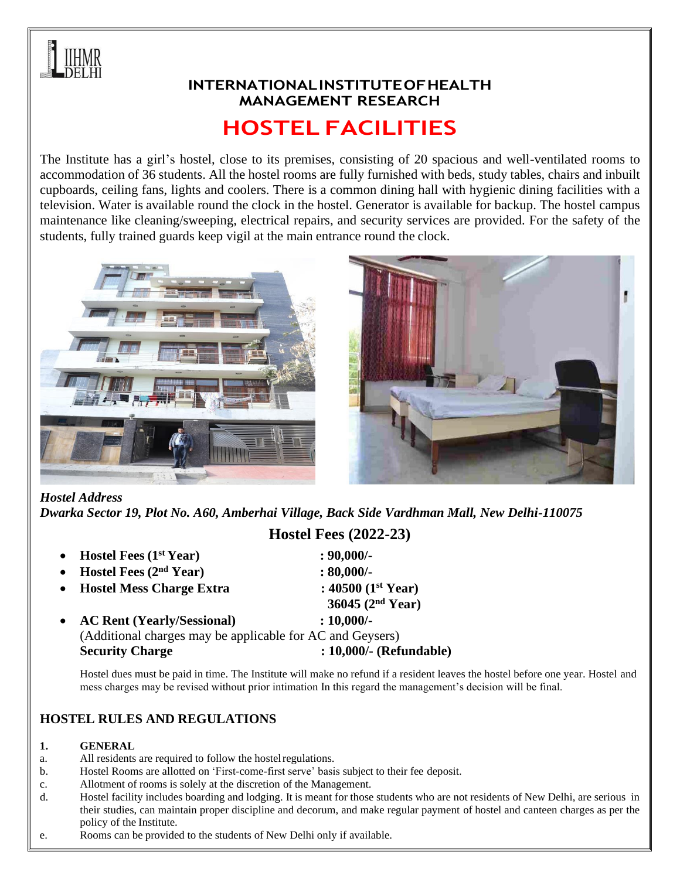# INTERNATIONAL INSTITUTE OF HEALTH MANAGEMENT RESEARCH

# HOSTEL FACILITIES

The Institute has a girl's hostel, close to its premises, consisting of 20 spacious and well-ventilated rooms to accommodation of 36 students. All the hostel rooms are fully furnished with beds, study tables, chairs and inbuilt cupboards, ceiling fans, lights and coolers. There is a common dining hall with hygienic dining facilities with a television. Water is available round the clock in the hostel. Generator is available for backup. The hostel campus maintenance like cleaning/sweeping, electrical repairs, and security services are provided. For the safety of the students, fully trained guards keep vigil at the main entrance round the clock.

*Hostel Address*
*Dwarka Sector 19, Plot No. A60, Amberhai Village, Back Side Vardhman Mall, New Delhi-110075*

## Hostel Fees (2022-23)

- **Hostel Fees (1st Year)** **: 90,000/-**
- **Hostel Fees (2nd Year)** **: 80,000/-**
- **Hostel Mess Charge Extra** **: 40500 (1st Year)**
  **36045 (2nd Year)**
- **AC Rent (Yearly/Sessional)** **: 10,000/-**
  (Additional charges may be applicable for AC and Geysers)
  **Security Charge** **: 10,000/- (Refundable)**

Hostel dues must be paid in time. The Institute will make no refund if a resident leaves the hostel before one year. Hostel and mess charges may be revised without prior intimation In this regard the management's decision will be final.

## HOSTEL RULES AND REGULATIONS

**1. GENERAL**

a. All residents are required to follow the hostel regulations.
b. Hostel Rooms are allotted on 'First-come-first serve' basis subject to their fee deposit.
c. Allotment of rooms is solely at the discretion of the Management.
d. Hostel facility includes boarding and lodging. It is meant for those students who are not residents of New Delhi, are serious in their studies, can maintain proper discipline and decorum, and make regular payment of hostel and canteen charges as per the policy of the Institute.
e. Rooms can be provided to the students of New Delhi only if available.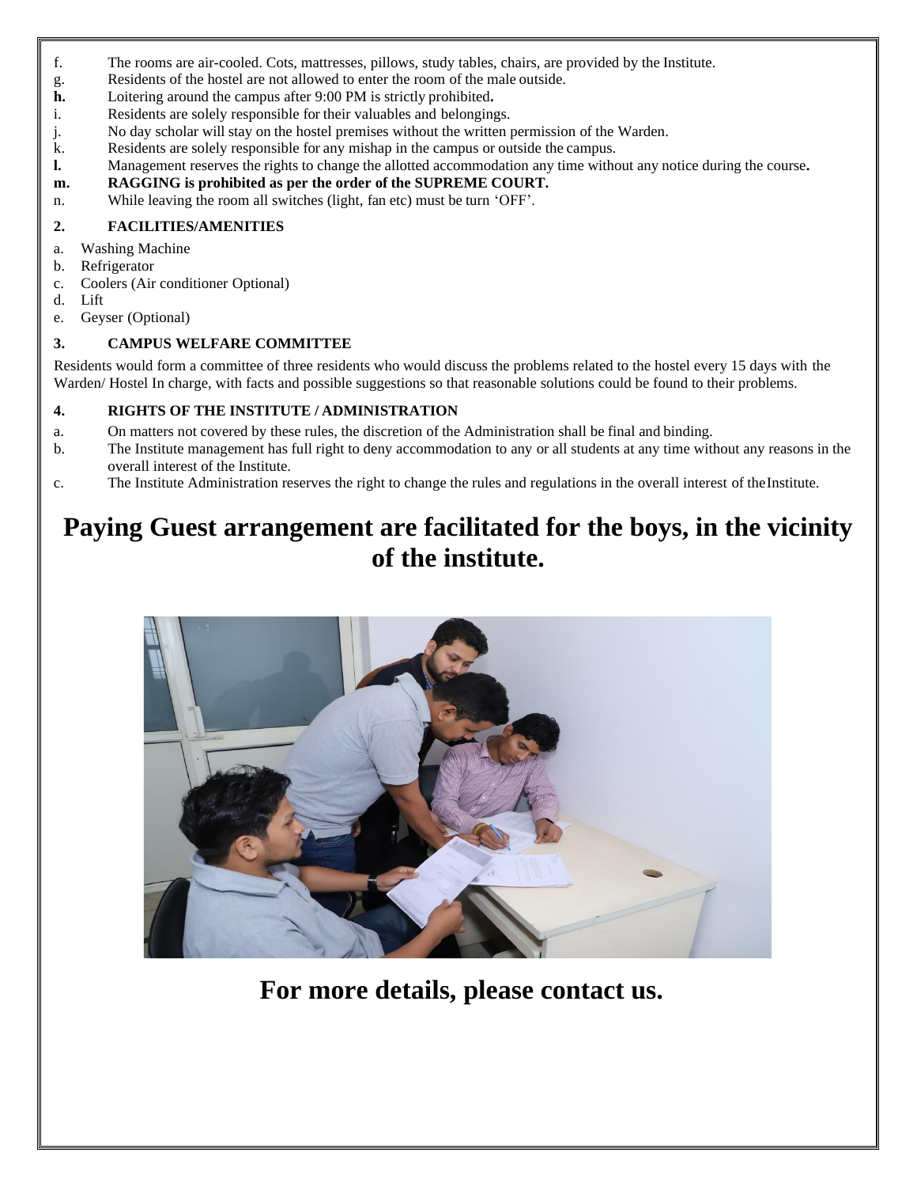f. The rooms are air-cooled. Cots, mattresses, pillows, study tables, chairs, are provided by the Institute.

g. Residents of the hostel are not allowed to enter the room of the male outside.

**h.** Loitering around the campus after 9:00 PM is strictly prohibited**.**

i. Residents are solely responsible for their valuables and belongings.

j. No day scholar will stay on the hostel premises without the written permission of the Warden.

k. Residents are solely responsible for any mishap in the campus or outside the campus.

**l.** Management reserves the rights to change the allotted accommodation any time without any notice during the course**.**

**m. RAGGING is prohibited as per the order of the SUPREME COURT.**

n. While leaving the room all switches (light, fan etc) must be turn 'OFF'.

### 2. FACILITIES/AMENITIES

a. Washing Machine
b. Refrigerator
c. Coolers (Air conditioner Optional)
d. Lift
e. Geyser (Optional)

### 3. CAMPUS WELFARE COMMITTEE

Residents would form a committee of three residents who would discuss the problems related to the hostel every 15 days with the Warden/ Hostel In charge, with facts and possible suggestions so that reasonable solutions could be found to their problems.

### 4. RIGHTS OF THE INSTITUTE / ADMINISTRATION

a. On matters not covered by these rules, the discretion of the Administration shall be final and binding.

b. The Institute management has full right to deny accommodation to any or all students at any time without any reasons in the overall interest of the Institute.

c. The Institute Administration reserves the right to change the rules and regulations in the overall interest of the Institute.

# Paying Guest arrangement are facilitated for the boys, in the vicinity of the institute.

# For more details, please contact us.